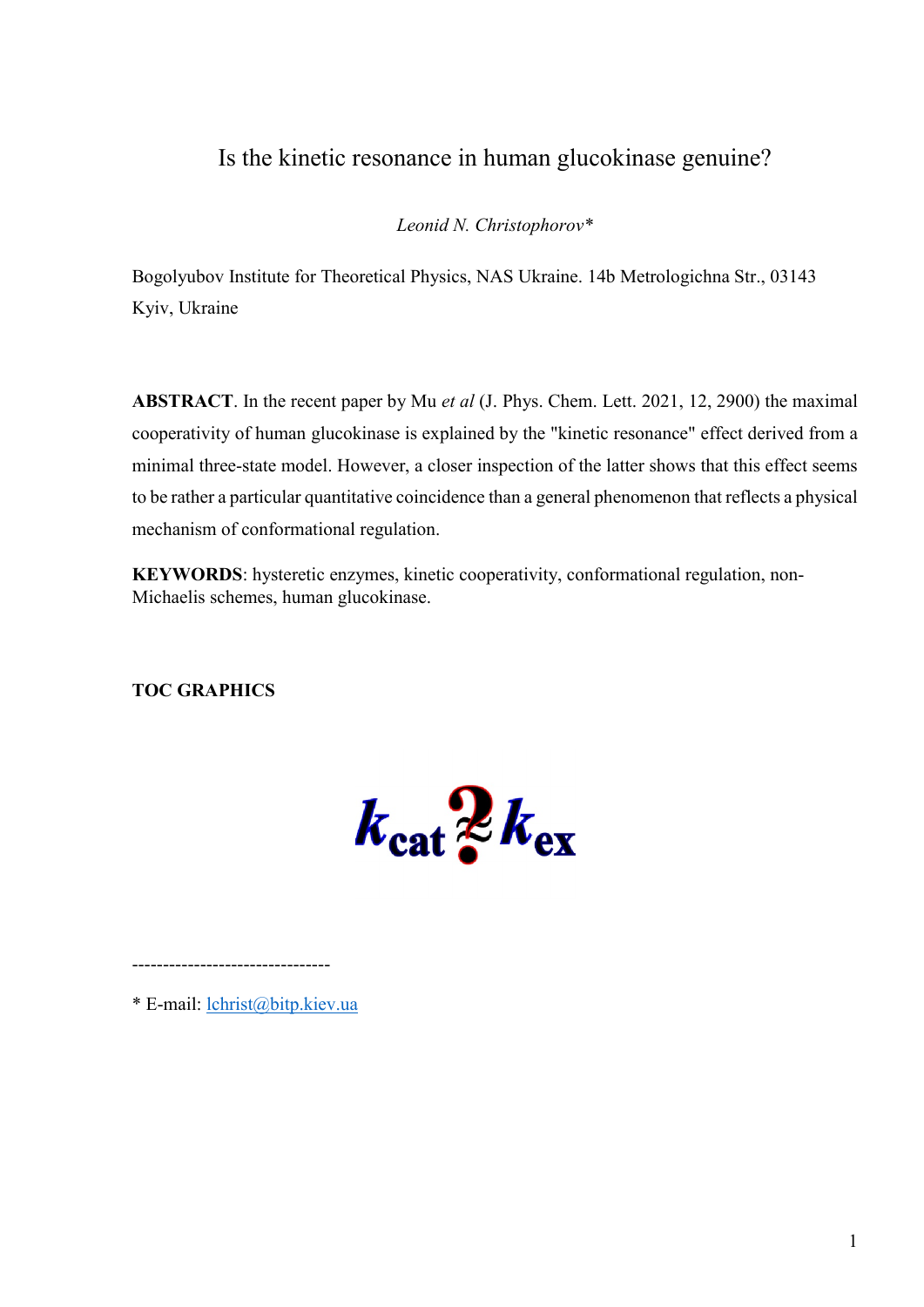# Is the kinetic resonance in human glucokinase genuine?

*Leonid N. Christophorov\**

Bogolyubov Institute for Theoretical Physics, NAS Ukraine. 14b Metrologichna Str., 03143 Kyiv, Ukraine

**ABSTRACT**. In the recent paper by Mu *et al* (J. Phys. Chem. Lett. 2021, 12, 2900) the maximal cooperativity of human glucokinase is explained by the "kinetic resonance" effect derived from a minimal three-state model. However, a closer inspection of the latter shows that this effect seems to be rather a particular quantitative coincidence than a general phenomenon that reflects a physical mechanism of conformational regulation.

**KEYWORDS**: hysteretic enzymes, kinetic cooperativity, conformational regulation, non-Michaelis schemes, human glucokinase.

**TOC GRAPHICS**

$$k_{cat} \overset{?}{\approx} k_{ex}$$

--------------------------------

\* E-mail: lchrist@bitp.kiev.ua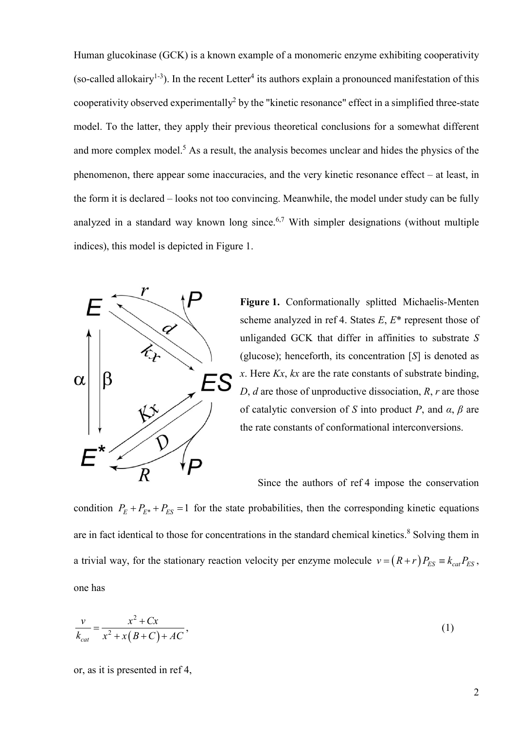Human glucokinase (GCK) is a known example of a monomeric enzyme exhibiting cooperativity (so-called allokairy[1-3]). In the recent Letter[4] its authors explain a pronounced manifestation of this cooperativity observed experimentally[2] by the "kinetic resonance" effect in a simplified three-state model. To the latter, they apply their previous theoretical conclusions for a somewhat different and more complex model.[5] As a result, the analysis becomes unclear and hides the physics of the phenomenon, there appear some inaccuracies, and the very kinetic resonance effect – at least, in the form it is declared – looks not too convincing. Meanwhile, the model under study can be fully analyzed in a standard way known long since.[6,7] With simpler designations (without multiple indices), this model is depicted in Figure 1.

**Figure 1.** Conformationally splitted Michaelis-Menten scheme analyzed in ref 4. States $E$, $E^*$ represent those of unliganded GCK that differ in affinities to substrate $S$ (glucose); henceforth, its concentration $[S]$ is denoted as $x$. Here $Kx$, $kx$ are the rate constants of substrate binding, $D$, $d$ are those of unproductive dissociation, $R$, $r$ are those of catalytic conversion of $S$ into product $P$, and $\alpha$, $\beta$ are the rate constants of conformational interconversions.

Since the authors of ref 4 impose the conservation condition $P_E + P_{E*} + P_{ES} = 1$ for the state probabilities, then the corresponding kinetic equations are in fact identical to those for concentrations in the standard chemical kinetics.[8] Solving them in a trivial way, for the stationary reaction velocity per enzyme molecule $v = (R + r)P_{ES} \equiv k_{cat}P_{ES}$, one has

$$\frac{v}{k_{cat}} = \frac{x^2 + Cx}{x^2 + x(B + C) + AC}, \tag{1}$$

or, as it is presented in ref 4,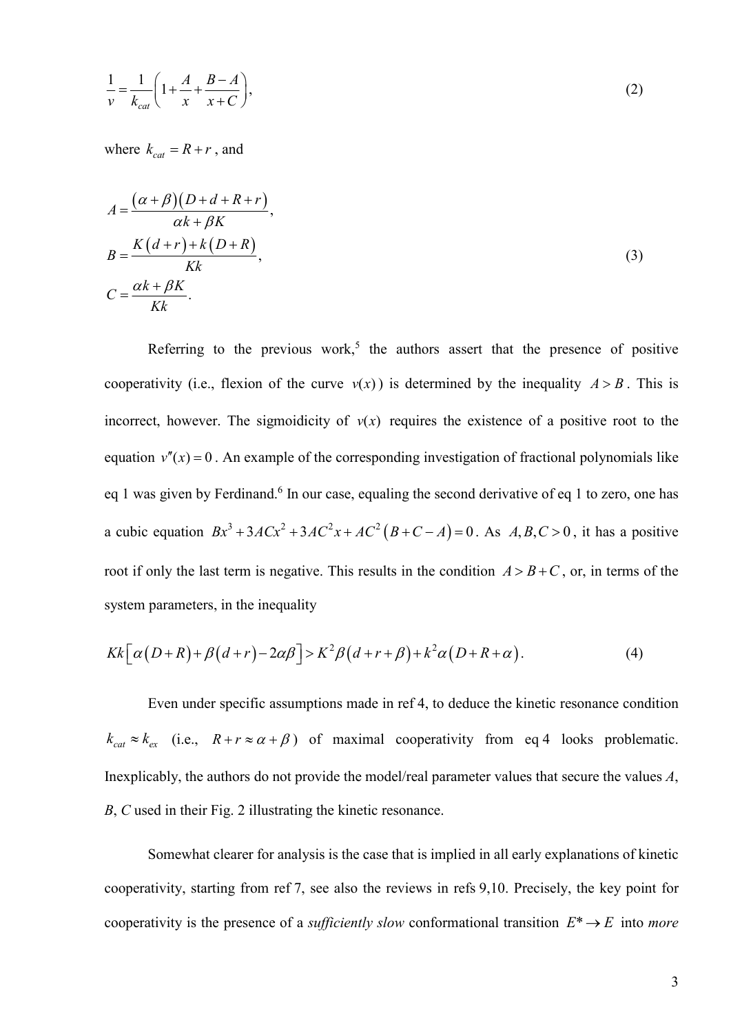$$\frac{1}{v} = \frac{1}{k_{cat}}\left(1 + \frac{A}{x} + \frac{B-A}{x+C}\right), \tag{2}$$

where $k_{cat} = R + r$, and

$$\begin{aligned} A &= \frac{(\alpha+\beta)(D+d+R+r)}{\alpha k + \beta K}, \\ B &= \frac{K(d+r) + k(D+R)}{Kk}, \\ C &= \frac{\alpha k + \beta K}{Kk}. \end{aligned} \tag{3}$$

Referring to the previous work,[5] the authors assert that the presence of positive cooperativity (i.e., flexion of the curve $v(x)$) is determined by the inequality $A > B$. This is incorrect, however. The sigmoidicity of $v(x)$ requires the existence of a positive root to the equation $v''(x) = 0$. An example of the corresponding investigation of fractional polynomials like eq 1 was given by Ferdinand.[6] In our case, equaling the second derivative of eq 1 to zero, one has a cubic equation $Bx^3 + 3ACx^2 + 3AC^2x + AC^2(B + C - A) = 0$. As $A, B, C > 0$, it has a positive root if only the last term is negative. This results in the condition $A > B + C$, or, in terms of the system parameters, in the inequality

$$Kk\left[\alpha(D+R) + \beta(d+r) - 2\alpha\beta\right] > K^2\beta(d+r+\beta) + k^2\alpha(D+R+\alpha). \tag{4}$$

Even under specific assumptions made in ref 4, to deduce the kinetic resonance condition $k_{cat} \approx k_{ex}$ (i.e., $R + r \approx \alpha + \beta$) of maximal cooperativity from eq 4 looks problematic. Inexplicably, the authors do not provide the model/real parameter values that secure the values *A*, *B*, *C* used in their Fig. 2 illustrating the kinetic resonance.

Somewhat clearer for analysis is the case that is implied in all early explanations of kinetic cooperativity, starting from ref 7, see also the reviews in refs 9,10. Precisely, the key point for cooperativity is the presence of a *sufficiently slow* conformational transition $E^* \to E$ into *more*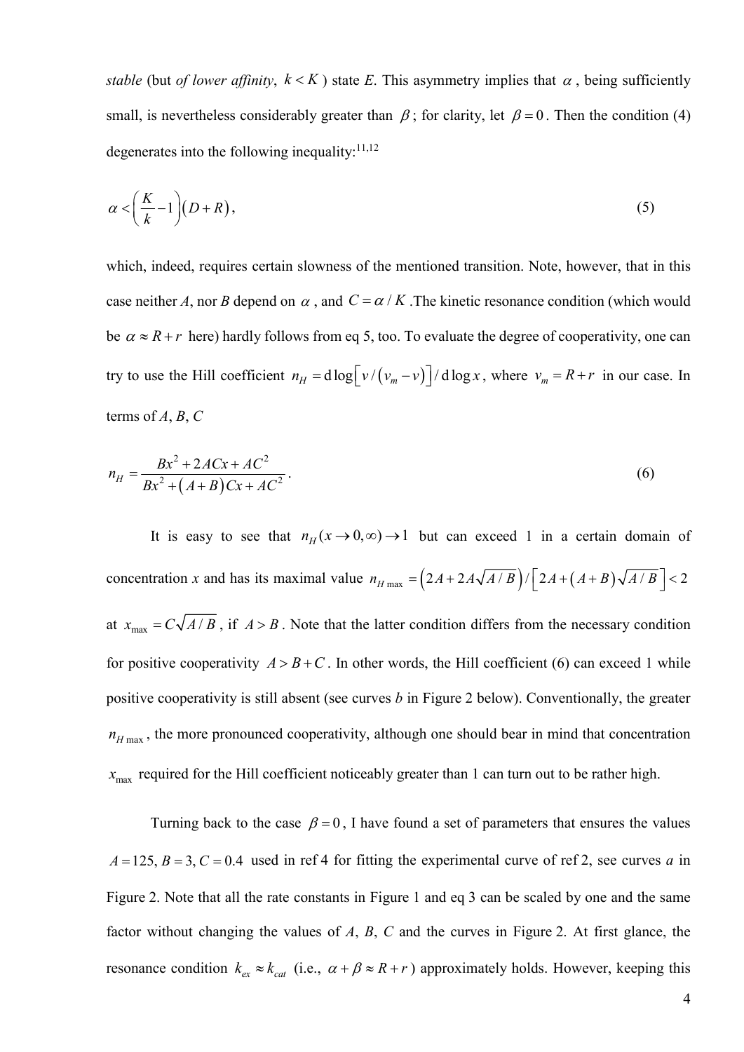*stable* (but *of lower affinity*, $k < K$) state *E*. This asymmetry implies that $\alpha$, being sufficiently small, is nevertheless considerably greater than $\beta$; for clarity, let $\beta = 0$. Then the condition (4) degenerates into the following inequality:[11,12]

$$\alpha < \left(\frac{K}{k} - 1\right)(D + R), \tag{5}$$

which, indeed, requires certain slowness of the mentioned transition. Note, however, that in this case neither *A*, nor *B* depend on $\alpha$, and $C = \alpha / K$. The kinetic resonance condition (which would be $\alpha \approx R + r$ here) hardly follows from eq 5, too. To evaluate the degree of cooperativity, one can try to use the Hill coefficient $n_H = \mathrm{d}\log\left[v/(v_m - v)\right]/\mathrm{d}\log x$, where $v_m = R + r$ in our case. In terms of *A*, *B*, *C*

$$n_H = \frac{Bx^2 + 2ACx + AC^2}{Bx^2 + (A+B)Cx + AC^2}. \tag{6}$$

It is easy to see that $n_H(x \to 0, \infty) \to 1$ but can exceed 1 in a certain domain of concentration *x* and has its maximal value $n_{H\max} = \left(2A + 2A\sqrt{A/B}\right)/\left[2A + (A+B)\sqrt{A/B}\right] < 2$ at $x_{\max} = C\sqrt{A/B}$, if $A > B$. Note that the latter condition differs from the necessary condition for positive cooperativity $A > B + C$. In other words, the Hill coefficient (6) can exceed 1 while positive cooperativity is still absent (see curves *b* in Figure 2 below). Conventionally, the greater $n_{H\max}$, the more pronounced cooperativity, although one should bear in mind that concentration $x_{\max}$ required for the Hill coefficient noticeably greater than 1 can turn out to be rather high.

Turning back to the case $\beta = 0$, I have found a set of parameters that ensures the values $A = 125$, $B = 3$, $C = 0.4$ used in ref 4 for fitting the experimental curve of ref 2, see curves *a* in Figure 2. Note that all the rate constants in Figure 1 and eq 3 can be scaled by one and the same factor without changing the values of *A*, *B*, *C* and the curves in Figure 2. At first glance, the resonance condition $k_{ex} \approx k_{cat}$ (i.e., $\alpha + \beta \approx R + r$) approximately holds. However, keeping this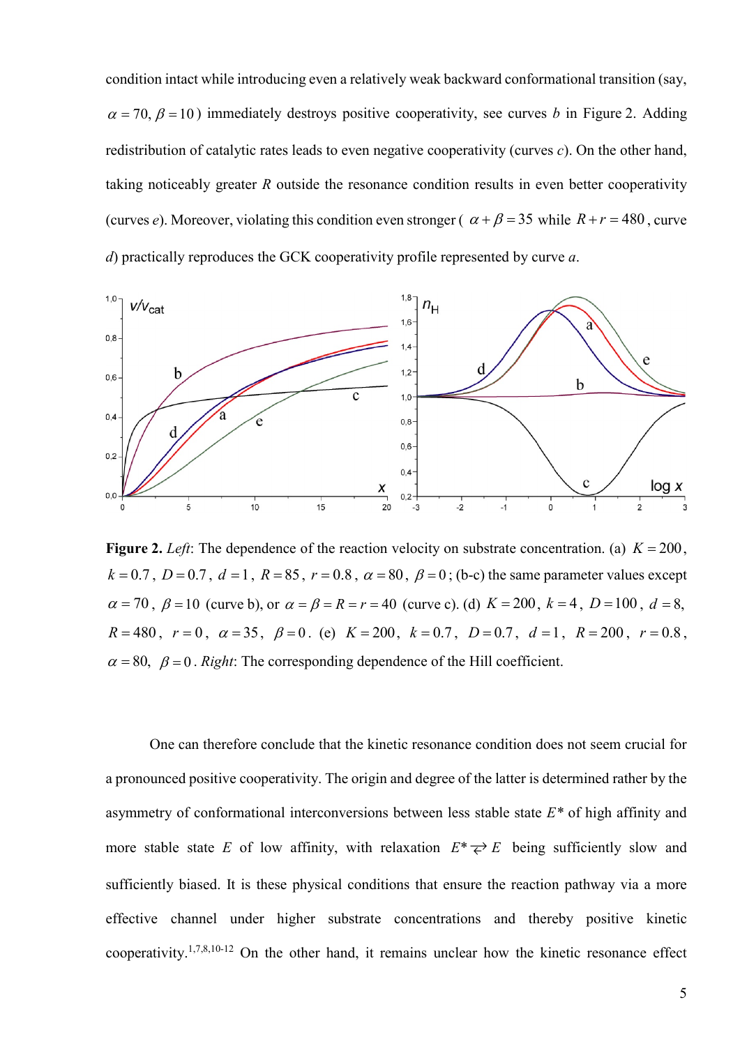condition intact while introducing even a relatively weak backward conformational transition (say, $\alpha = 70$, $\beta = 10$) immediately destroys positive cooperativity, see curves *b* in Figure 2. Adding redistribution of catalytic rates leads to even negative cooperativity (curves *c*). On the other hand, taking noticeably greater $R$ outside the resonance condition results in even better cooperativity (curves *e*). Moreover, violating this condition even stronger ( $\alpha + \beta = 35$ while $R + r = 480$, curve *d*) practically reproduces the GCK cooperativity profile represented by curve *a*.

**Figure 2.** *Left*: The dependence of the reaction velocity on substrate concentration. (a) $K = 200$, $k = 0.7$, $D = 0.7$, $d = 1$, $R = 85$, $r = 0.8$, $\alpha = 80$, $\beta = 0$; (b-c) the same parameter values except $\alpha = 70$, $\beta = 10$ (curve b), or $\alpha = \beta = R = r = 40$ (curve c). (d) $K = 200$, $k = 4$, $D = 100$, $d = 8$, $R = 480$, $r = 0$, $\alpha = 35$, $\beta = 0$. (e) $K = 200$, $k = 0.7$, $D = 0.7$, $d = 1$, $R = 200$, $r = 0.8$, $\alpha = 80$, $\beta = 0$. *Right*: The corresponding dependence of the Hill coefficient.

One can therefore conclude that the kinetic resonance condition does not seem crucial for a pronounced positive cooperativity. The origin and degree of the latter is determined rather by the asymmetry of conformational interconversions between less stable state $E^*$ of high affinity and more stable state $E$ of low affinity, with relaxation $E^* \rightleftarrows E$ being sufficiently slow and sufficiently biased. It is these physical conditions that ensure the reaction pathway via a more effective channel under higher substrate concentrations and thereby positive kinetic cooperativity.[1,7,8,10-12] On the other hand, it remains unclear how the kinetic resonance effect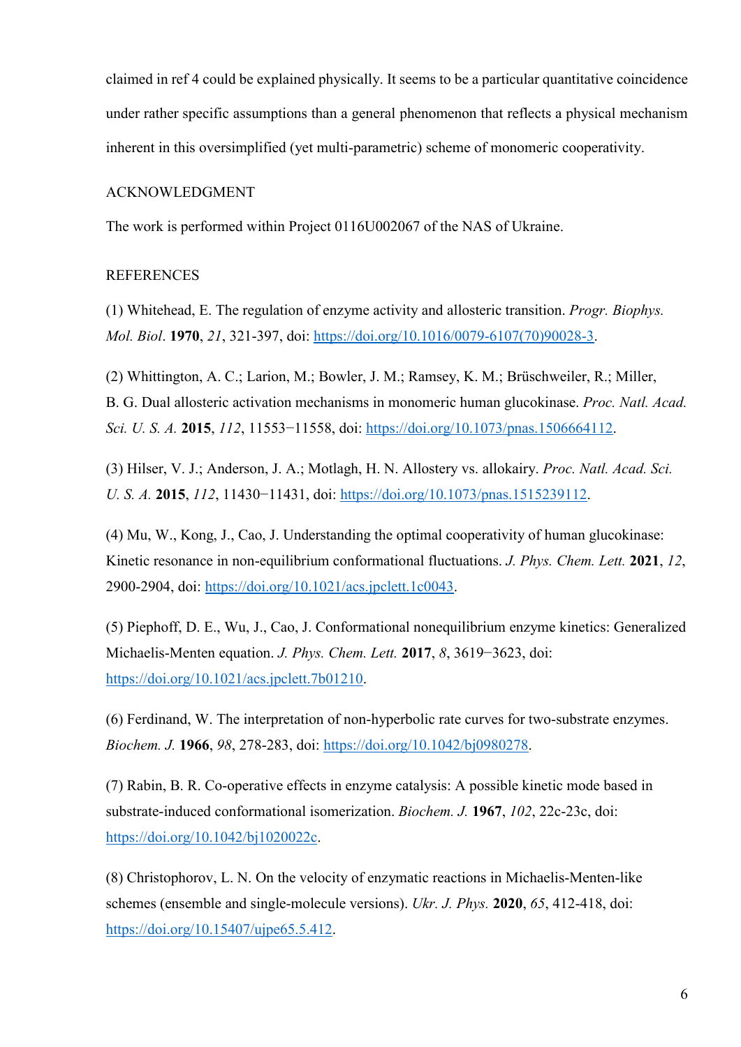claimed in ref 4 could be explained physically. It seems to be a particular quantitative coincidence under rather specific assumptions than a general phenomenon that reflects a physical mechanism inherent in this oversimplified (yet multi-parametric) scheme of monomeric cooperativity.

## ACKNOWLEDGMENT

The work is performed within Project 0116U002067 of the NAS of Ukraine.

## REFERENCES

(1) Whitehead, E. The regulation of enzyme activity and allosteric transition. *Progr. Biophys. Mol. Biol*. **1970**, *21*, 321-397, doi: https://doi.org/10.1016/0079-6107(70)90028-3.

(2) Whittington, A. C.; Larion, M.; Bowler, J. M.; Ramsey, K. M.; Brüschweiler, R.; Miller, B. G. Dual allosteric activation mechanisms in monomeric human glucokinase. *Proc. Natl. Acad. Sci. U. S. A.* **2015**, *112*, 11553−11558, doi: https://doi.org/10.1073/pnas.1506664112.

(3) Hilser, V. J.; Anderson, J. A.; Motlagh, H. N. Allostery vs. allokairy. *Proc. Natl. Acad. Sci. U. S. A.* **2015**, *112*, 11430−11431, doi: https://doi.org/10.1073/pnas.1515239112.

(4) Mu, W., Kong, J., Cao, J. Understanding the optimal cooperativity of human glucokinase: Kinetic resonance in non-equilibrium conformational fluctuations. *J. Phys. Chem. Lett.* **2021**, *12*, 2900-2904, doi: https://doi.org/10.1021/acs.jpclett.1c0043.

(5) Piephoff, D. E., Wu, J., Cao, J. Conformational nonequilibrium enzyme kinetics: Generalized Michaelis-Menten equation. *J. Phys. Chem. Lett.* **2017**, *8*, 3619−3623, doi: https://doi.org/10.1021/acs.jpclett.7b01210.

(6) Ferdinand, W. The interpretation of non-hyperbolic rate curves for two-substrate enzymes. *Biochem. J.* **1966**, *98*, 278-283, doi: https://doi.org/10.1042/bj0980278.

(7) Rabin, B. R. Co-operative effects in enzyme catalysis: A possible kinetic mode based in substrate-induced conformational isomerization. *Biochem. J.* **1967**, *102*, 22c-23c, doi: https://doi.org/10.1042/bj1020022c.

(8) Christophorov, L. N. On the velocity of enzymatic reactions in Michaelis-Menten-like schemes (ensemble and single-molecule versions). *Ukr. J. Phys.* **2020**, *65*, 412-418, doi: https://doi.org/10.15407/ujpe65.5.412.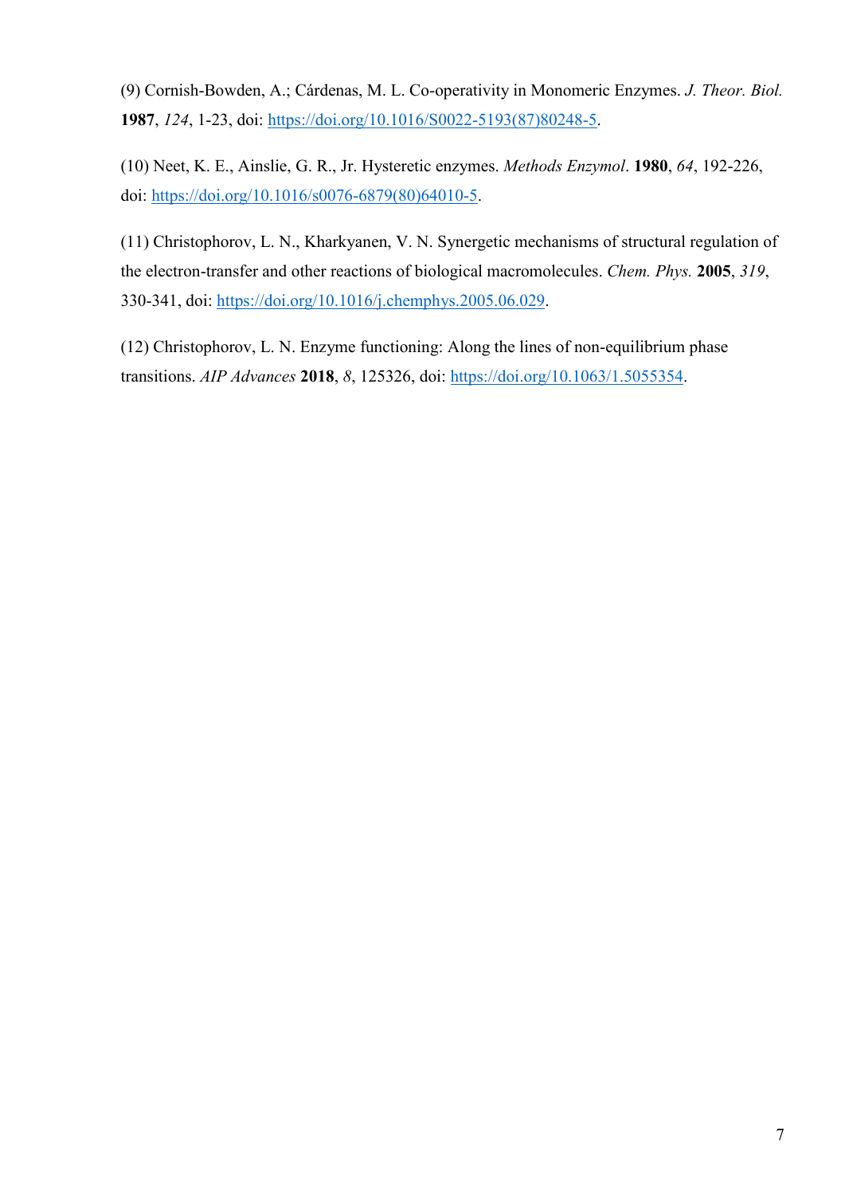(9) Cornish-Bowden, A.; Cárdenas, M. L. Co-operativity in Monomeric Enzymes. *J. Theor. Biol.* **1987**, *124*, 1-23, doi: https://doi.org/10.1016/S0022-5193(87)80248-5.

(10) Neet, K. E., Ainslie, G. R., Jr. Hysteretic enzymes. *Methods Enzymol*. **1980**, *64*, 192-226, doi: https://doi.org/10.1016/s0076-6879(80)64010-5.

(11) Christophorov, L. N., Kharkyanen, V. N. Synergetic mechanisms of structural regulation of the electron-transfer and other reactions of biological macromolecules. *Chem. Phys.* **2005**, *319*, 330-341, doi: https://doi.org/10.1016/j.chemphys.2005.06.029.

(12) Christophorov, L. N. Enzyme functioning: Along the lines of non-equilibrium phase transitions. *AIP Advances* **2018**, *8*, 125326, doi: https://doi.org/10.1063/1.5055354.